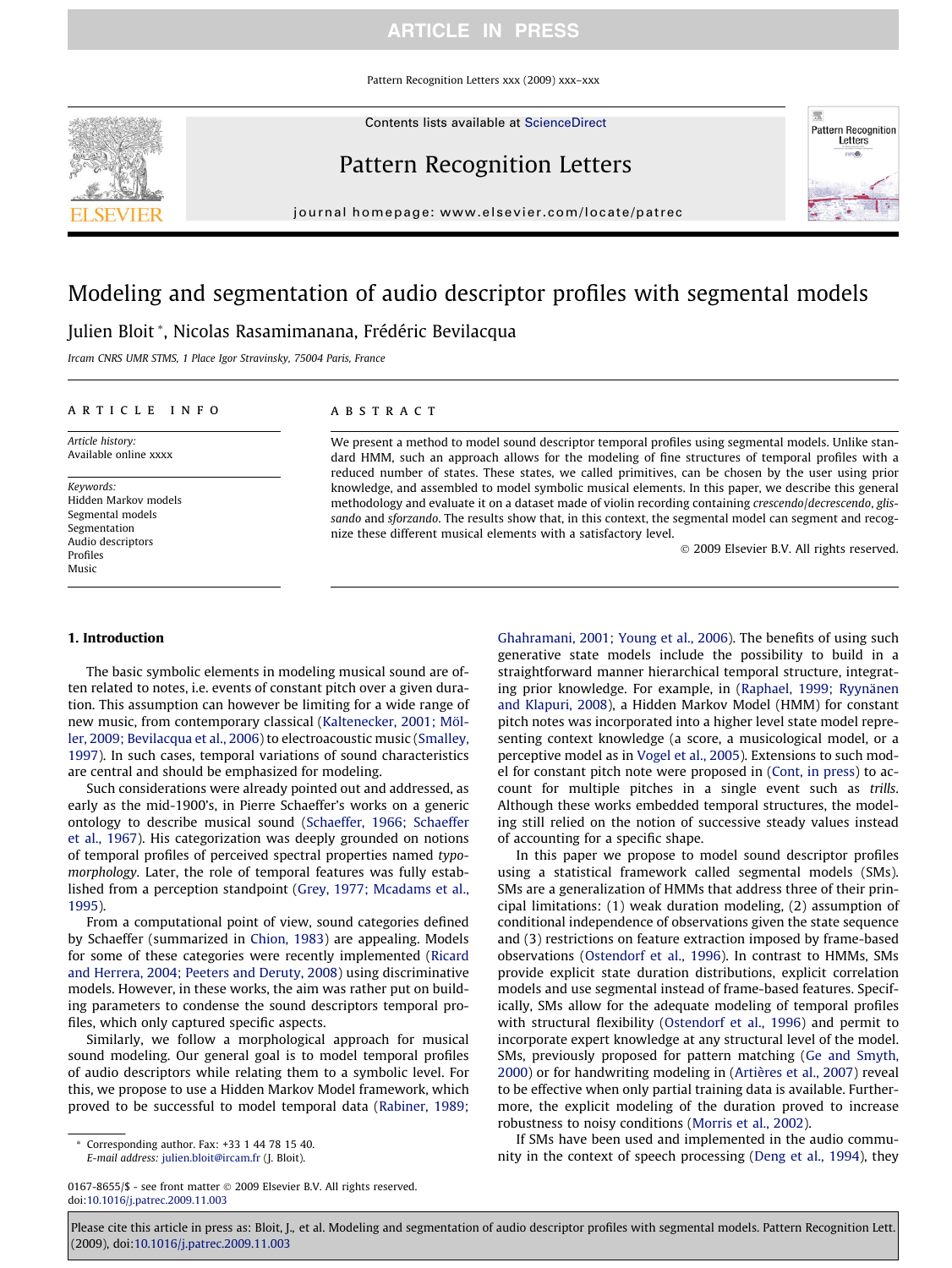# Modeling and segmentation of audio descriptor profiles with segmental models

Julien Bloit *, Nicolas Rasamimanana, Frédéric Bevilacqua

*Ircam CNRS UMR STMS, 1 Place Igor Stravinsky, 75004 Paris, France*

**ARTICLE INFO**

*Article history:*
Available online xxxx

*Keywords:*
Hidden Markov models
Segmental models
Segmentation
Audio descriptors
Profiles
Music

**ABSTRACT**

We present a method to model sound descriptor temporal profiles using segmental models. Unlike standard HMM, such an approach allows for the modeling of fine structures of temporal profiles with a reduced number of states. These states, we called primitives, can be chosen by the user using prior knowledge, and assembled to model symbolic musical elements. In this paper, we describe this general methodology and evaluate it on a dataset made of violin recording containing *crescendo/decrescendo*, *glissando* and *sforzando*. The results show that, in this context, the segmental model can segment and recognize these different musical elements with a satisfactory level.

© 2009 Elsevier B.V. All rights reserved.

## 1. Introduction

The basic symbolic elements in modeling musical sound are often related to notes, i.e. events of constant pitch over a given duration. This assumption can however be limiting for a wide range of new music, from contemporary classical (Kaltenecker, 2001; Möller, 2009; Bevilacqua et al., 2006) to electroacoustic music (Smalley, 1997). In such cases, temporal variations of sound characteristics are central and should be emphasized for modeling.

Such considerations were already pointed out and addressed, as early as the mid-1900's, in Pierre Schaeffer's works on a generic ontology to describe musical sound (Schaeffer, 1966; Schaeffer et al., 1967). His categorization was deeply grounded on notions of temporal profiles of perceived spectral properties named *typo-morphology*. Later, the role of temporal features was fully established from a perception standpoint (Grey, 1977; Mcadams et al., 1995).

From a computational point of view, sound categories defined by Schaeffer (summarized in Chion, 1983) are appealing. Models for some of these categories were recently implemented (Ricard and Herrera, 2004; Peeters and Deruty, 2008) using discriminative models. However, in these works, the aim was rather put on building parameters to condense the sound descriptors temporal profiles, which only captured specific aspects.

Similarly, we follow a morphological approach for musical sound modeling. Our general goal is to model temporal profiles of audio descriptors while relating them to a symbolic level. For this, we propose to use a Hidden Markov Model framework, which proved to be successful to model temporal data (Rabiner, 1989; Ghahramani, 2001; Young et al., 2006). The benefits of using such generative state models include the possibility to build in a straightforward manner hierarchical temporal structure, integrating prior knowledge. For example, in (Raphael, 1999; Ryynänen and Klapuri, 2008), a Hidden Markov Model (HMM) for constant pitch notes was incorporated into a higher level state model representing context knowledge (a score, a musicological model, or a perceptive model as in Vogel et al., 2005). Extensions to such model for constant pitch note were proposed in (Cont, in press) to account for multiple pitches in a single event such as *trills*. Although these works embedded temporal structures, the modeling still relied on the notion of successive steady values instead of accounting for a specific shape.

In this paper we propose to model sound descriptor profiles using a statistical framework called segmental models (SMs). SMs are a generalization of HMMs that address three of their principal limitations: (1) weak duration modeling, (2) assumption of conditional independence of observations given the state sequence and (3) restrictions on feature extraction imposed by frame-based observations (Ostendorf et al., 1996). In contrast to HMMs, SMs provide explicit state duration distributions, explicit correlation models and use segmental instead of frame-based features. Specifically, SMs allow for the adequate modeling of temporal profiles with structural flexibility (Ostendorf et al., 1996) and permit to incorporate expert knowledge at any structural level of the model. SMs, previously proposed for pattern matching (Ge and Smyth, 2000) or for handwriting modeling in (Artières et al., 2007) reveal to be effective when only partial training data is available. Furthermore, the explicit modeling of the duration proved to increase robustness to noisy conditions (Morris et al., 2002).

If SMs have been used and implemented in the audio community in the context of speech processing (Deng et al., 1994), they

* Corresponding author. Fax: +33 1 44 78 15 40.
E-mail address: julien.bloit@ircam.fr (J. Bloit).

0167-8655/$ - see front matter © 2009 Elsevier B.V. All rights reserved.
doi:10.1016/j.patrec.2009.11.003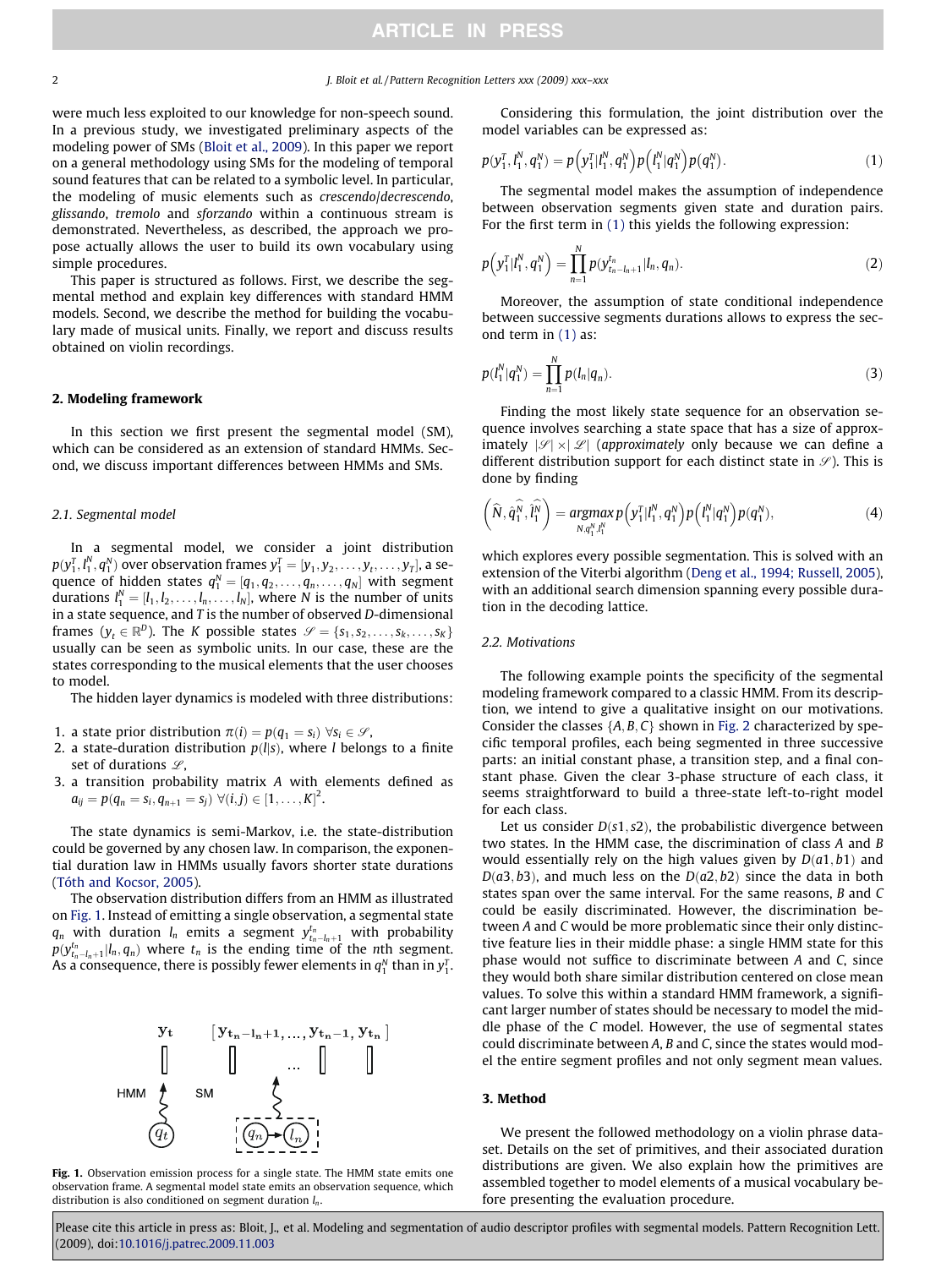were much less exploited to our knowledge for non-speech sound. In a previous study, we investigated preliminary aspects of the modeling power of SMs (Bloit et al., 2009). In this paper we report on a general methodology using SMs for the modeling of temporal sound features that can be related to a symbolic level. In particular, the modeling of music elements such as *crescendo*/*decrescendo*, *glissando*, *tremolo* and *sforzando* within a continuous stream is demonstrated. Nevertheless, as described, the approach we propose actually allows the user to build its own vocabulary using simple procedures.

This paper is structured as follows. First, we describe the segmental method and explain key differences with standard HMM models. Second, we describe the method for building the vocabulary made of musical units. Finally, we report and discuss results obtained on violin recordings.

## 2. Modeling framework

In this section we first present the segmental model (SM), which can be considered as an extension of standard HMMs. Second, we discuss important differences between HMMs and SMs.

### 2.1. Segmental model

In a segmental model, we consider a joint distribution $p(y_1^T, l_1^N, q_1^N)$ over observation frames $y_1^T = [y_1, y_2, \ldots, y_t, \ldots, y_T]$, a sequence of hidden states $q_1^N = [q_1, q_2, \ldots, q_n, \ldots, q_N]$ with segment durations $l_1^N = [l_1, l_2, \ldots, l_n, \ldots, l_N]$, where $N$ is the number of units in a state sequence, and $T$ is the number of observed $D$-dimensional frames ($y_t \in \mathbb{R}^D$). The $K$ possible states $\mathscr{S} = \{s_1, s_2, \ldots, s_k, \ldots, s_K\}$ usually can be seen as symbolic units. In our case, these are the states corresponding to the musical elements that the user chooses to model.

The hidden layer dynamics is modeled with three distributions:

1. a state prior distribution $\pi(i) = p(q_1 = s_i)\ \forall s_i \in \mathscr{S}$,
2. a state-duration distribution $p(l|s)$, where $l$ belongs to a finite set of durations $\mathscr{L}$,
3. a transition probability matrix $A$ with elements defined as $a_{ij} = p(q_n = s_i, q_{n+1} = s_j)\ \forall (i,j) \in [1, \ldots, K]^2$.

The state dynamics is semi-Markov, i.e. the state-distribution could be governed by any chosen law. In comparison, the exponential duration law in HMMs usually favors shorter state durations (Tóth and Kocsor, 2005).

The observation distribution differs from an HMM as illustrated on Fig. 1. Instead of emitting a single observation, a segmental state $q_n$ with duration $l_n$ emits a segment $y_{t_n-l_n+1}^{t_n}$ with probability $p(y_{t_n-l_n+1}^{t_n}|l_n, q_n)$ where $t_n$ is the ending time of the $n$th segment. As a consequence, there is possibly fewer elements in $q_1^N$ than in $y_1^T$.

**Fig. 1.** Observation emission process for a single state. The HMM state emits one observation frame. A segmental model state emits an observation sequence, which distribution is also conditioned on segment duration $l_n$.

Considering this formulation, the joint distribution over the model variables can be expressed as:

$$p(y_1^T, l_1^N, q_1^N) = p\left(y_1^T | l_1^N, q_1^N\right) p\left(l_1^N | q_1^N\right) p(q_1^N). \tag{1}$$

The segmental model makes the assumption of independence between observation segments given state and duration pairs. For the first term in (1) this yields the following expression:

$$p\left(y_1^T | l_1^N, q_1^N\right) = \prod_{n=1}^{N} p(y_{t_n-l_n+1}^{t_n} | l_n, q_n). \tag{2}$$

Moreover, the assumption of state conditional independence between successive segments durations allows to express the second term in (1) as:

$$p(l_1^N | q_1^N) = \prod_{n=1}^{N} p(l_n | q_n). \tag{3}$$

Finding the most likely state sequence for an observation sequence involves searching a state space that has a size of approximately $|\mathscr{S}| \times |\mathscr{L}|$ (*approximately* only because we can define a different distribution support for each distinct state in $\mathscr{S}$). This is done by finding

$$\left(\widehat{N}, \widehat{q}_1^N, \widehat{l}_1^N\right) = \underset{N, q_1^N, l_1^N}{\operatorname{argmax}}\, p\left(y_1^T | l_1^N, q_1^N\right) p\left(l_1^N | q_1^N\right) p(q_1^N), \tag{4}$$

which explores every possible segmentation. This is solved with an extension of the Viterbi algorithm (Deng et al., 1994; Russell, 2005), with an additional search dimension spanning every possible duration in the decoding lattice.

### 2.2. Motivations

The following example points the specificity of the segmental modeling framework compared to a classic HMM. From its description, we intend to give a qualitative insight on our motivations. Consider the classes $\{A, B, C\}$ shown in Fig. 2 characterized by specific temporal profiles, each being segmented in three successive parts: an initial constant phase, a transition step, and a final constant phase. Given the clear 3-phase structure of each class, it seems straightforward to build a three-state left-to-right model for each class.

Let us consider $D(s1, s2)$, the probabilistic divergence between two states. In the HMM case, the discrimination of class $A$ and $B$ would essentially rely on the high values given by $D(a1, b1)$ and $D(a3, b3)$, and much less on the $D(a2, b2)$ since the data in both states span over the same interval. For the same reasons, $B$ and $C$ could be easily discriminated. However, the discrimination between $A$ and $C$ would be more problematic since their only distinctive feature lies in their middle phase: a single HMM state for this phase would not suffice to discriminate between $A$ and $C$, since they would both share similar distribution centered on close mean values. To solve this within a standard HMM framework, a significant larger number of states should be necessary to model the middle phase of the $C$ model. However, the use of segmental states could discriminate between $A$, $B$ and $C$, since the states would model the entire segment profiles and not only segment mean values.

## 3. Method

We present the followed methodology on a violin phrase dataset. Details on the set of primitives, and their associated duration distributions are given. We also explain how the primitives are assembled together to model elements of a musical vocabulary before presenting the evaluation procedure.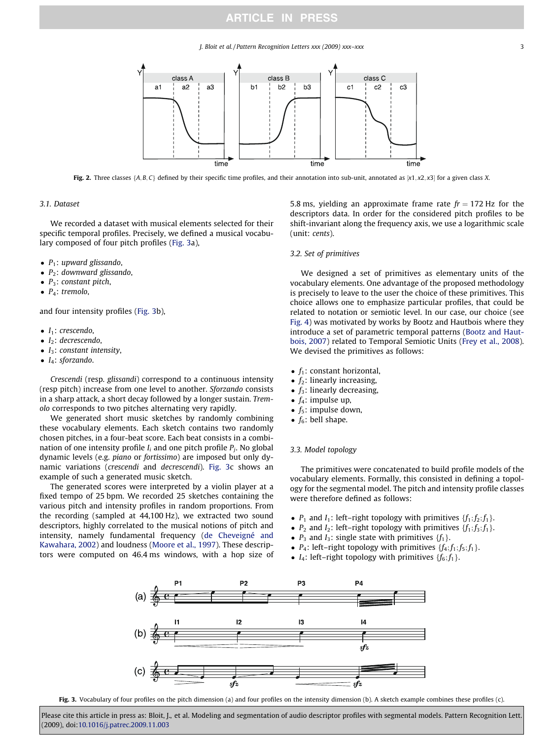Fig. 2. Three classes $\{A, B, C\}$ defined by their specific time profiles, and their annotation into sub-unit, annotated as $[x1, x2, x3]$ for a given class $X$.

### 3.1. Dataset

We recorded a dataset with musical elements selected for their specific temporal profiles. Precisely, we defined a musical vocabulary composed of four pitch profiles (Fig. 3a),

- $P_1$: *upward glissando*,
- $P_2$: *downward glissando*,
- $P_3$: *constant pitch*,
- $P_4$: *tremolo*,

and four intensity profiles (Fig. 3b),

- $I_1$: *crescendo*,
- $I_2$: *decrescendo*,
- $I_3$: *constant intensity*,
- $I_4$: *sforzando*.

*Crescendi* (resp. *glissandi*) correspond to a continuous intensity (resp pitch) increase from one level to another. *Sforzando* consists in a sharp attack, a short decay followed by a longer sustain. *Tremolo* corresponds to two pitches alternating very rapidly.

We generated short music sketches by randomly combining these vocabulary elements. Each sketch contains two randomly chosen pitches, in a four-beat score. Each beat consists in a combination of one intensity profile $I_i$ and one pitch profile $P_j$. No global dynamic levels (e.g. *piano* or *fortissimo*) are imposed but only dynamic variations (*crescendi* and *decrescendi*). Fig. 3c shows an example of such a generated music sketch.

The generated scores were interpreted by a violin player at a fixed tempo of 25 bpm. We recorded 25 sketches containing the various pitch and intensity profiles in random proportions. From the recording (sampled at 44,100 Hz), we extracted two sound descriptors, highly correlated to the musical notions of pitch and intensity, namely fundamental frequency (de Cheveigné and Kawahara, 2002) and loudness (Moore et al., 1997). These descriptors were computed on 46.4 ms windows, with a hop size of 5.8 ms, yielding an approximate frame rate $fr = 172$ Hz for the descriptors data. In order for the considered pitch profiles to be shift-invariant along the frequency axis, we use a logarithmic scale (unit: *cents*).

### 3.2. Set of primitives

We designed a set of primitives as elementary units of the vocabulary elements. One advantage of the proposed methodology is precisely to leave to the user the choice of these primitives. This choice allows one to emphasize particular profiles, that could be related to notation or semiotic level. In our case, our choice (see Fig. 4) was motivated by works by Bootz and Hautbois where they introduce a set of parametric temporal patterns (Bootz and Hautbois, 2007) related to Temporal Semiotic Units (Frey et al., 2008). We devised the primitives as follows:

- $f_1$: constant horizontal,
- $f_2$: linearly increasing,
- $f_3$: linearly decreasing,
- $f_4$: impulse up,
- $f_5$: impulse down,
- $f_6$: bell shape.

### 3.3. Model topology

The primitives were concatenated to build profile models of the vocabulary elements. Formally, this consisted in defining a topology for the segmental model. The pitch and intensity profile classes were therefore defined as follows:

- $P_1$ and $I_1$: left–right topology with primitives $\{f_1; f_2; f_1\}$.
- $P_2$ and $I_2$: left–right topology with primitives $\{f_1; f_3; f_1\}$.
- $P_3$ and $I_3$: single state with primitives $\{f_1\}$.
- $P_4$: left–right topology with primitives $\{f_4; f_1; f_5; f_1\}$.
- $I_4$: left–right topology with primitives $\{f_6; f_1\}$.

Fig. 3. Vocabulary of four profiles on the pitch dimension (a) and four profiles on the intensity dimension (b). A sketch example combines these profiles (c).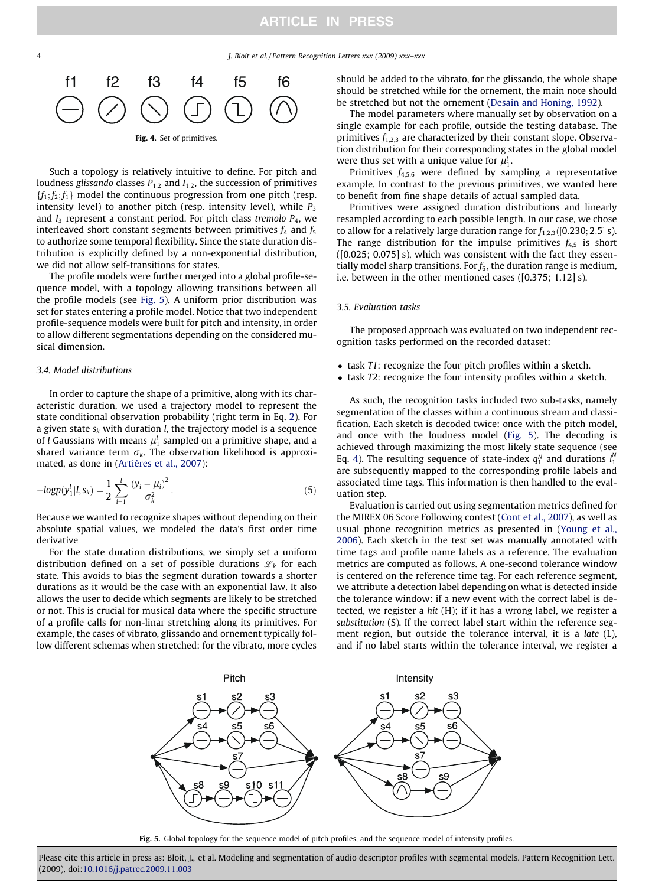Fig. 4. Set of primitives.

Such a topology is relatively intuitive to define. For pitch and loudness *glissando* classes $P_{1,2}$ and $I_{1,2}$, the succession of primitives $\{f_1; f_2; f_1\}$ model the continuous progression from one pitch (resp. intensity level) to another pitch (resp. intensity level), while $P_3$ and $I_3$ represent a constant period. For pitch class *tremolo* $P_4$, we interleaved short constant segments between primitives $f_4$ and $f_5$ to authorize some temporal flexibility. Since the state duration distribution is explicitly defined by a non-exponential distribution, we did not allow self-transitions for states.

The profile models were further merged into a global profile-sequence model, with a topology allowing transitions between all the profile models (see Fig. 5). A uniform prior distribution was set for states entering a profile model. Notice that two independent profile-sequence models were built for pitch and intensity, in order to allow different segmentations depending on the considered musical dimension.

### 3.4. Model distributions

In order to capture the shape of a primitive, along with its characteristic duration, we used a trajectory model to represent the state conditional observation probability (right term in Eq. 2). For a given state $s_k$ with duration $l$, the trajectory model is a sequence of $l$ Gaussians with means $\mu_1^l$ sampled on a primitive shape, and a shared variance term $\sigma_k$. The observation likelihood is approximated, as done in (Artières et al., 2007):

$$-logp(y_1^l|l, s_k) = \frac{1}{2}\sum_{i=1}^{l}\frac{(y_i - \mu_i)^2}{\sigma_k^2}. \quad (5)$$

Because we wanted to recognize shapes without depending on their absolute spatial values, we modeled the data's first order time derivative

For the state duration distributions, we simply set a uniform distribution defined on a set of possible durations $\mathscr{L}_k$ for each state. This avoids to bias the segment duration towards a shorter durations as it would be the case with an exponential law. It also allows the user to decide which segments are likely to be stretched or not. This is crucial for musical data where the specific structure of a profile calls for non-linar stretching along its primitives. For example, the cases of vibrato, glissando and ornement typically follow different schemas when stretched: for the vibrato, more cycles should be added to the vibrato, for the glissando, the whole shape should be stretched while for the ornement, the main note should be stretched but not the ornement (Desain and Honing, 1992).

The model parameters where manually set by observation on a single example for each profile, outside the testing database. The primitives $f_{1,2,3}$ are characterized by their constant slope. Observation distribution for their corresponding states in the global model were thus set with a unique value for $\mu_1^l$.

Primitives $f_{4,5,6}$ were defined by sampling a representative example. In contrast to the previous primitives, we wanted here to benefit from fine shape details of actual sampled data.

Primitives were assigned duration distributions and linearly resampled according to each possible length. In our case, we chose to allow for a relatively large duration range for $f_{1,2,3}$([0.230; 2.5] s). The range distribution for the impulse primitives $f_{4,5}$ is short ([0.025; 0.075] s), which was consistent with the fact they essentially model sharp transitions. For $f_6$, the duration range is medium, i.e. between in the other mentioned cases ([0.375; 1.12] s).

### 3.5. Evaluation tasks

The proposed approach was evaluated on two independent recognition tasks performed on the recorded dataset:

- task *T1*: recognize the four pitch profiles within a sketch.
- task *T2*: recognize the four intensity profiles within a sketch.

As such, the recognition tasks included two sub-tasks, namely segmentation of the classes within a continuous stream and classification. Each sketch is decoded twice: once with the pitch model, and once with the loudness model (Fig. 5). The decoding is achieved through maximizing the most likely state sequence (see Eq. 4). The resulting sequence of state-index $q_1^N$ and durations $l_1^N$ are subsequently mapped to the corresponding profile labels and associated time tags. This information is then handled to the evaluation step.

Evaluation is carried out using segmentation metrics defined for the MIREX 06 Score Following contest (Cont et al., 2007), as well as usual phone recognition metrics as presented in (Young et al., 2006). Each sketch in the test set was manually annotated with time tags and profile name labels as a reference. The evaluation metrics are computed as follows. A one-second tolerance window is centered on the reference time tag. For each reference segment, we attribute a detection label depending on what is detected inside the tolerance window: if a new event with the correct label is detected, we register a *hit* (H); if it has a wrong label, we register a *substitution* (S). If the correct label start within the reference segment region, but outside the tolerance interval, it is a *late* (L), and if no label starts within the tolerance interval, we register a

Fig. 5. Global topology for the sequence model of pitch profiles, and the sequence model of intensity profiles.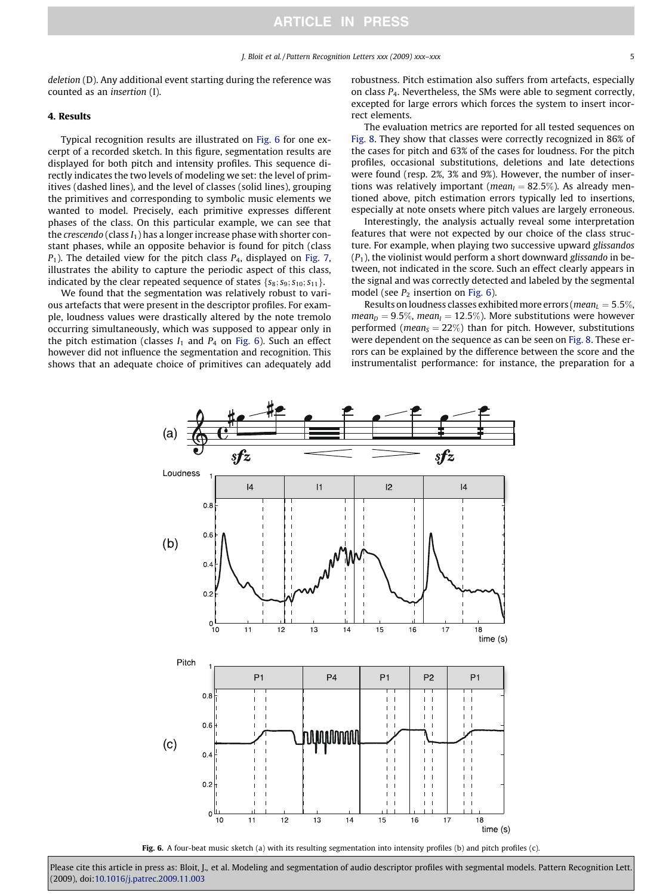*deletion* (D). Any additional event starting during the reference was counted as an *insertion* (I).

## 4. Results

Typical recognition results are illustrated on Fig. 6 for one excerpt of a recorded sketch. In this figure, segmentation results are displayed for both pitch and intensity profiles. This sequence directly indicates the two levels of modeling we set: the level of primitives (dashed lines), and the level of classes (solid lines), grouping the primitives and corresponding to symbolic music elements we wanted to model. Precisely, each primitive expresses different phases of the class. On this particular example, we can see that the *crescendo* (class $I_1$) has a longer increase phase with shorter constant phases, while an opposite behavior is found for pitch (class $P_1$). The detailed view for the pitch class $P_4$, displayed on Fig. 7, illustrates the ability to capture the periodic aspect of this class, indicated by the clear repeated sequence of states $\{s_8; s_9; s_{10}; s_{11}\}$.

We found that the segmentation was relatively robust to various artefacts that were present in the descriptor profiles. For example, loudness values were drastically altered by the note tremolo occurring simultaneously, which was supposed to appear only in the pitch estimation (classes $I_1$ and $P_4$ on Fig. 6). Such an effect however did not influence the segmentation and recognition. This shows that an adequate choice of primitives can adequately add robustness. Pitch estimation also suffers from artefacts, especially on class $P_4$. Nevertheless, the SMs were able to segment correctly, excepted for large errors which forces the system to insert incorrect elements.

The evaluation metrics are reported for all tested sequences on Fig. 8. They show that classes were correctly recognized in 86% of the cases for pitch and 63% of the cases for loudness. For the pitch profiles, occasional substitutions, deletions and late detections were found (resp. 2%, 3% and 9%). However, the number of insertions was relatively important ($mean_I = 82.5\%$). As already mentioned above, pitch estimation errors typically led to insertions, especially at note onsets where pitch values are largely erroneous.

Interestingly, the analysis actually reveal some interpretation features that were not expected by our choice of the class structure. For example, when playing two successive upward *glissandos* ($P_1$), the violinist would perform a short downward *glissando* in between, not indicated in the score. Such an effect clearly appears in the signal and was correctly detected and labeled by the segmental model (see $P_2$ insertion on Fig. 6).

Results on loudness classes exhibited more errors ($mean_L = 5.5\%$, $mean_D = 9.5\%$, $mean_I = 12.5\%$). More substitutions were however performed ($mean_S = 22\%$) than for pitch. However, substitutions were dependent on the sequence as can be seen on Fig. 8. These errors can be explained by the difference between the score and the instrumentalist performance: for instance, the preparation for a

Fig. 6. A four-beat music sketch (a) with its resulting segmentation into intensity profiles (b) and pitch profiles (c).

Please cite this article in press as: Bloit, J., et al. Modeling and segmentation of audio descriptor profiles with segmental models. Pattern Recognition Lett. (2009), doi:10.1016/j.patrec.2009.11.003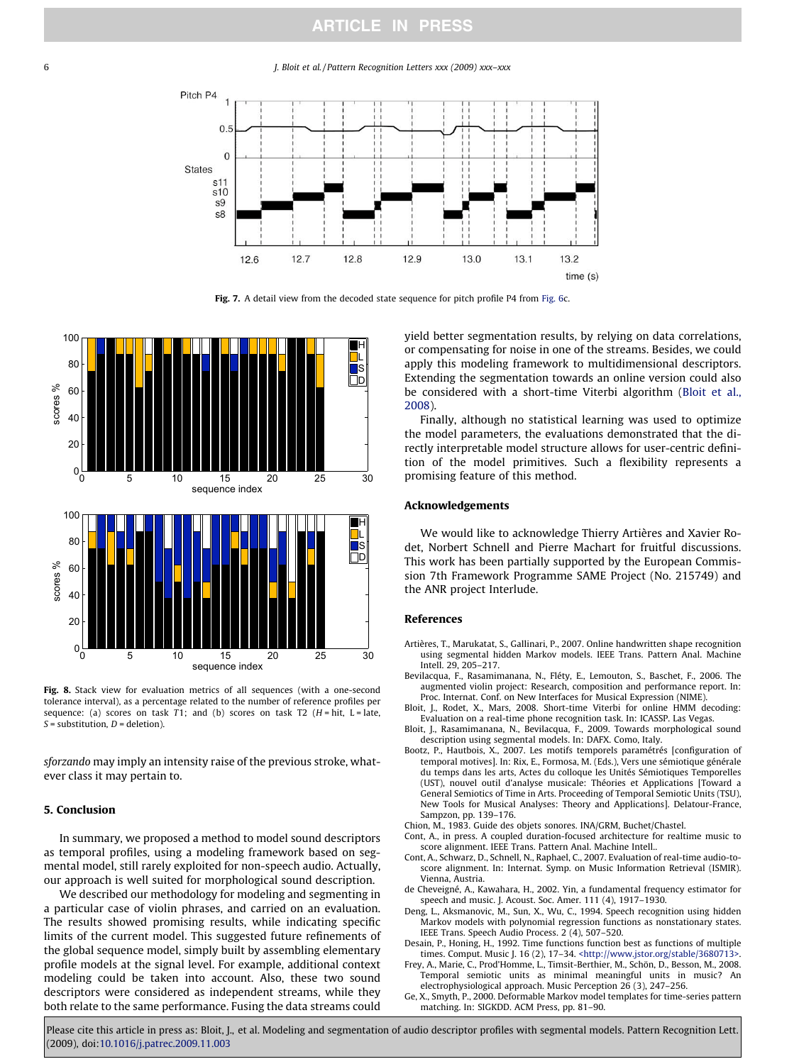Fig. 7. A detail view from the decoded state sequence for pitch profile P4 from Fig. 6c.

Fig. 8. Stack view for evaluation metrics of all sequences (with a one-second tolerance interval), as a percentage related to the number of reference profiles per sequence: (a) scores on task $T1$; and (b) scores on task T2 ($H$ = hit, L = late, $S$ = substitution, $D$ = deletion).

*sforzando* may imply an intensity raise of the previous stroke, whatever class it may pertain to.

## 5. Conclusion

In summary, we proposed a method to model sound descriptors as temporal profiles, using a modeling framework based on segmental model, still rarely exploited for non-speech audio. Actually, our approach is well suited for morphological sound description.

We described our methodology for modeling and segmenting in a particular case of violin phrases, and carried on an evaluation. The results showed promising results, while indicating specific limits of the current model. This suggested future refinements of the global sequence model, simply built by assembling elementary profile models at the signal level. For example, additional context modeling could be taken into account. Also, these two sound descriptors were considered as independent streams, while they both relate to the same performance. Fusing the data streams could yield better segmentation results, by relying on data correlations, or compensating for noise in one of the streams. Besides, we could apply this modeling framework to multidimensional descriptors. Extending the segmentation towards an online version could also be considered with a short-time Viterbi algorithm (Bloit et al., 2008).

Finally, although no statistical learning was used to optimize the model parameters, the evaluations demonstrated that the directly interpretable model structure allows for user-centric definition of the model primitives. Such a flexibility represents a promising feature of this method.

## Acknowledgements

We would like to acknowledge Thierry Artières and Xavier Rodet, Norbert Schnell and Pierre Machart for fruitful discussions. This work has been partially supported by the European Commission 7th Framework Programme SAME Project (No. 215749) and the ANR project Interlude.

## References

Artières, T., Marukatat, S., Gallinari, P., 2007. Online handwritten shape recognition using segmental hidden Markov models. IEEE Trans. Pattern Anal. Machine Intell. 29, 205–217.

Bevilacqua, F., Rasamimanana, N., Fléty, E., Lemouton, S., Baschet, F., 2006. The augmented violin project: Research, composition and performance report. In: Proc. Internat. Conf. on New Interfaces for Musical Expression (NIME).

Bloit, J., Rodet, X., Mars, 2008. Short-time Viterbi for online HMM decoding: Evaluation on a real-time phone recognition task. In: ICASSP. Las Vegas.

Bloit, J., Rasamimanana, N., Bevilacqua, F., 2009. Towards morphological sound description using segmental models. In: DAFX. Como, Italy.

Bootz, P., Hautbois, X., 2007. Les motifs temporels paramétrés [configuration of temporal motives]. In: Rix, E., Formosa, M. (Eds.), Vers une sémiotique générale du temps dans les arts, Actes du colloque les Unités Sémiotiques Temporelles (UST), nouvel outil d'analyse musicale: Théories et Applications [Toward a General Semiotics of Time in Arts. Proceeding of Temporal Semiotic Units (TSU), New Tools for Musical Analyses: Theory and Applications]. Delatour-France, Sampzon, pp. 139–176.

Chion, M., 1983. Guide des objets sonores. INA/GRM, Buchet/Chastel.

Cont, A., in press. A coupled duration-focused architecture for realtime music to score alignment. IEEE Trans. Pattern Anal. Machine Intell..

Cont, A., Schwarz, D., Schnell, N., Raphael, C., 2007. Evaluation of real-time audio-to-score alignment. In: Internat. Symp. on Music Information Retrieval (ISMIR). Vienna, Austria.

de Cheveigné, A., Kawahara, H., 2002. Yin, a fundamental frequency estimator for speech and music. J. Acoust. Soc. Amer. 111 (4), 1917–1930.

Deng, L., Aksmanovic, M., Sun, X., Wu, C., 1994. Speech recognition using hidden Markov models with polynomial regression functions as nonstationary states. IEEE Trans. Speech Audio Process. 2 (4), 507–520.

Desain, P., Honing, H., 1992. Time functions function best as functions of multiple times. Comput. Music J. 16 (2), 17–34. <http://www.jstor.org/stable/3680713>.

Frey, A., Marie, C., Prod'Homme, L., Timsit-Berthier, M., Schön, D., Besson, M., 2008. Temporal semiotic units as minimal meaningful units in music? An electrophysiological approach. Music Perception 26 (3), 247–256.

Ge, X., Smyth, P., 2000. Deformable Markov model templates for time-series pattern matching. In: SIGKDD. ACM Press, pp. 81–90.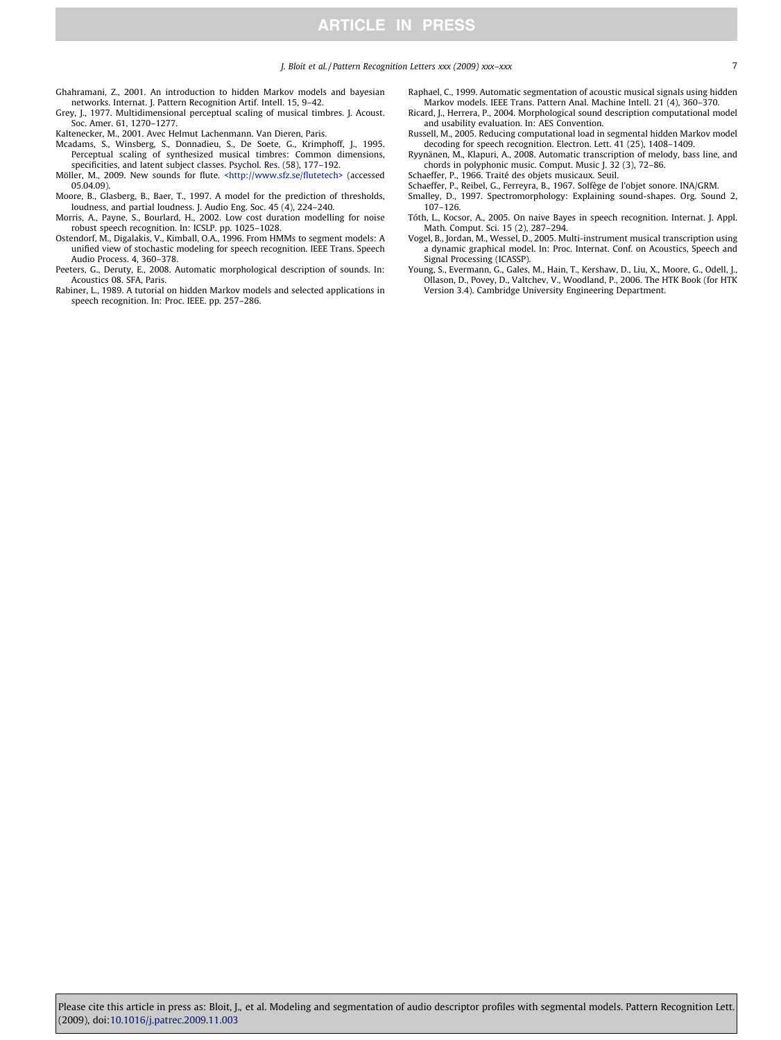Ghahramani, Z., 2001. An introduction to hidden Markov models and bayesian networks. Internat. J. Pattern Recognition Artif. Intell. 15, 9–42.

Grey, J., 1977. Multidimensional perceptual scaling of musical timbres. J. Acoust. Soc. Amer. 61, 1270–1277.

Kaltenecker, M., 2001. Avec Helmut Lachenmann. Van Dieren, Paris.

Mcadams, S., Winsberg, S., Donnadieu, S., De Soete, G., Krimphoff, J., 1995. Perceptual scaling of synthesized musical timbres: Common dimensions, specificities, and latent subject classes. Psychol. Res. (58), 177–192.

Möller, M., 2009. New sounds for flute. <http://www.sfz.se/flutetech> (accessed 05.04.09).

Moore, B., Glasberg, B., Baer, T., 1997. A model for the prediction of thresholds, loudness, and partial loudness. J. Audio Eng. Soc. 45 (4), 224–240.

Morris, A., Payne, S., Bourlard, H., 2002. Low cost duration modelling for noise robust speech recognition. In: ICSLP. pp. 1025–1028.

Ostendorf, M., Digalakis, V., Kimball, O.A., 1996. From HMMs to segment models: A unified view of stochastic modeling for speech recognition. IEEE Trans. Speech Audio Process. 4, 360–378.

Peeters, G., Deruty, E., 2008. Automatic morphological description of sounds. In: Acoustics 08. SFA, Paris.

Rabiner, L., 1989. A tutorial on hidden Markov models and selected applications in speech recognition. In: Proc. IEEE. pp. 257–286.

Raphael, C., 1999. Automatic segmentation of acoustic musical signals using hidden Markov models. IEEE Trans. Pattern Anal. Machine Intell. 21 (4), 360–370.

Ricard, J., Herrera, P., 2004. Morphological sound description computational model and usability evaluation. In: AES Convention.

Russell, M., 2005. Reducing computational load in segmental hidden Markov model decoding for speech recognition. Electron. Lett. 41 (25), 1408–1409.

Ryynänen, M., Klapuri, A., 2008. Automatic transcription of melody, bass line, and chords in polyphonic music. Comput. Music J. 32 (3), 72–86.

Schaeffer, P., 1966. Traité des objets musicaux. Seuil.

Schaeffer, P., Reibel, G., Ferreyra, B., 1967. Solfège de l'objet sonore. INA/GRM.

Smalley, D., 1997. Spectromorphology: Explaining sound-shapes. Org. Sound 2, 107–126.

Tóth, L., Kocsor, A., 2005. On naive Bayes in speech recognition. Internat. J. Appl. Math. Comput. Sci. 15 (2), 287–294.

Vogel, B., Jordan, M., Wessel, D., 2005. Multi-instrument musical transcription using a dynamic graphical model. In: Proc. Internat. Conf. on Acoustics, Speech and Signal Processing (ICASSP).

Young, S., Evermann, G., Gales, M., Hain, T., Kershaw, D., Liu, X., Moore, G., Odell, J., Ollason, D., Povey, D., Valtchev, V., Woodland, P., 2006. The HTK Book (for HTK Version 3.4). Cambridge University Engineering Department.